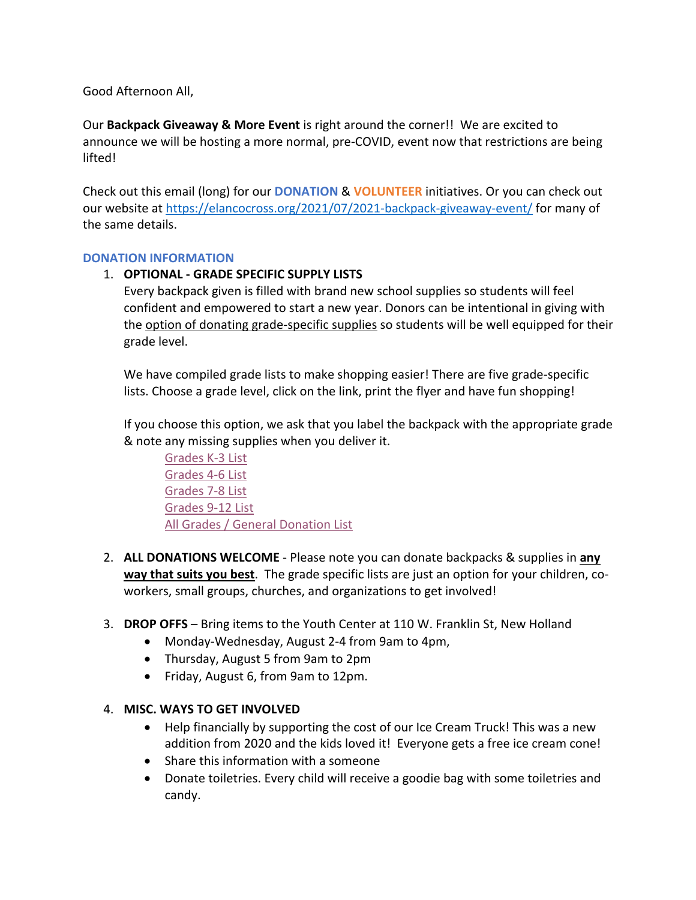Good Afternoon All,

Our **Backpack Giveaway & More Event** is right around the corner!! We are excited to announce we will be hosting a more normal, pre-COVID, event now that restrictions are being lifted!

Check out this email (long) for our **DONATION** & **VOLUNTEER** initiatives. Or you can check out our website at https://elancocross.org/2021/07/2021-backpack-giveaway-event/ for many of the same details.

## DONATION INFORMATION

1. **OPTIONAL - GRADE SPECIFIC SUPPLY LISTS**

   Every backpack given is filled with brand new school supplies so students will feel confident and empowered to start a new year. Donors can be intentional in giving with the option of donating grade-specific supplies so students will be well equipped for their grade level.

   We have compiled grade lists to make shopping easier! There are five grade-specific lists. Choose a grade level, click on the link, print the flyer and have fun shopping!

   If you choose this option, we ask that you label the backpack with the appropriate grade & note any missing supplies when you deliver it.

   Grades K-3 List
   Grades 4-6 List
   Grades 7-8 List
   Grades 9-12 List
   All Grades / General Donation List

2. **ALL DONATIONS WELCOME** - Please note you can donate backpacks & supplies in **any way that suits you best**. The grade specific lists are just an option for your children, co-workers, small groups, churches, and organizations to get involved!

3. **DROP OFFS** – Bring items to the Youth Center at 110 W. Franklin St, New Holland
   - Monday-Wednesday, August 2-4 from 9am to 4pm,
   - Thursday, August 5 from 9am to 2pm
   - Friday, August 6, from 9am to 12pm.

4. **MISC. WAYS TO GET INVOLVED**
   - Help financially by supporting the cost of our Ice Cream Truck! This was a new addition from 2020 and the kids loved it! Everyone gets a free ice cream cone!
   - Share this information with a someone
   - Donate toiletries. Every child will receive a goodie bag with some toiletries and candy.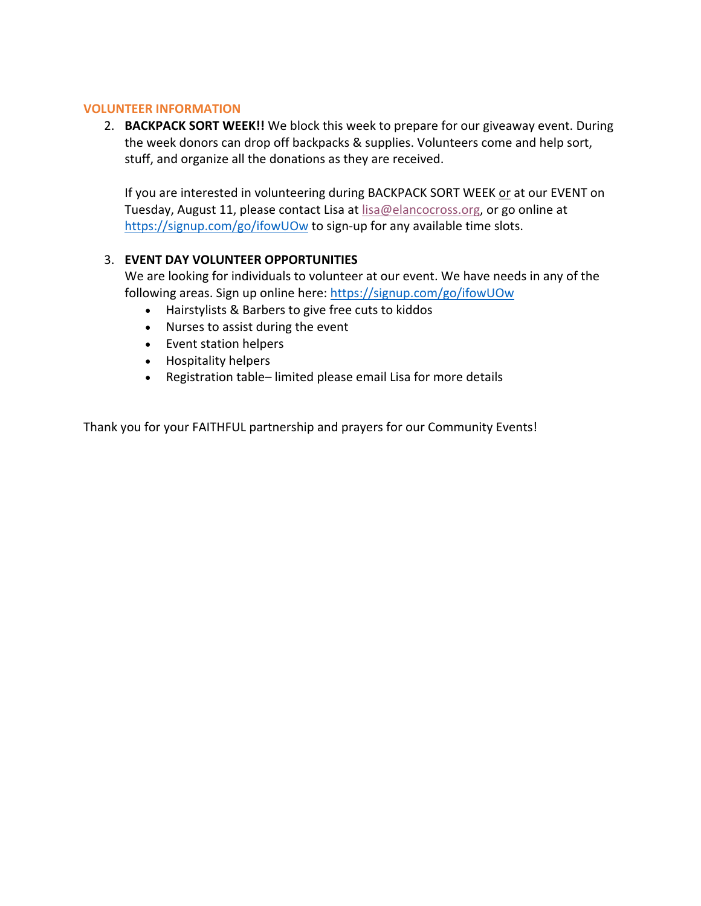## VOLUNTEER INFORMATION

2. **BACKPACK SORT WEEK!!** We block this week to prepare for our giveaway event. During the week donors can drop off backpacks & supplies. Volunteers come and help sort, stuff, and organize all the donations as they are received.

   If you are interested in volunteering during BACKPACK SORT WEEK or at our EVENT on Tuesday, August 11, please contact Lisa at lisa@elancocross.org, or go online at https://signup.com/go/ifowUOw to sign-up for any available time slots.

3. **EVENT DAY VOLUNTEER OPPORTUNITIES**
   We are looking for individuals to volunteer at our event. We have needs in any of the following areas. Sign up online here: https://signup.com/go/ifowUOw
   - Hairstylists & Barbers to give free cuts to kiddos
   - Nurses to assist during the event
   - Event station helpers
   - Hospitality helpers
   - Registration table– limited please email Lisa for more details

Thank you for your FAITHFUL partnership and prayers for our Community Events!